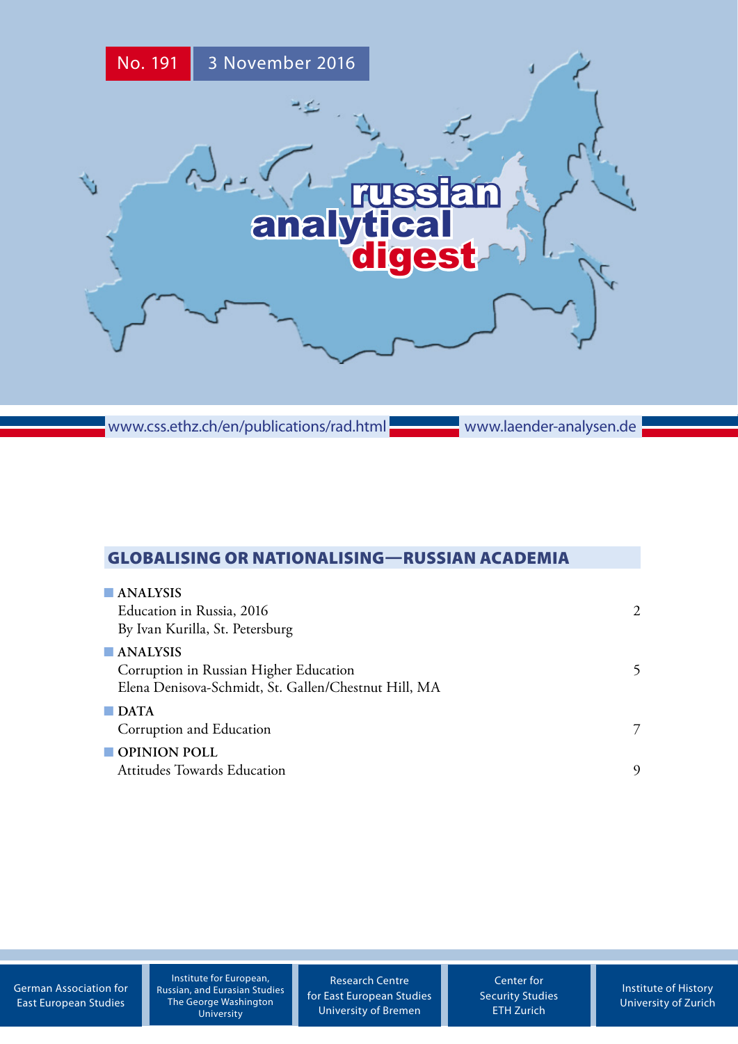No. 191 3 November 2016

# russian analytical digest

www.css.ethz.ch/en/publications/rad.html www.laender-analysen.de

## GLOBALISING OR NATIONALISING—RUSSIAN ACADEMIA

**ANALYSIS**
Education in Russia, 2016 — 2
By Ivan Kurilla, St. Petersburg

**ANALYSIS**
Corruption in Russian Higher Education — 5
Elena Denisova-Schmidt, St. Gallen/Chestnut Hill, MA

**DATA**
Corruption and Education — 7

**OPINION POLL**
Attitudes Towards Education — 9

German Association for East European Studies | Institute for European, Russian, and Eurasian Studies The George Washington University | Research Centre for East European Studies University of Bremen | Center for Security Studies ETH Zurich | Institute of History University of Zurich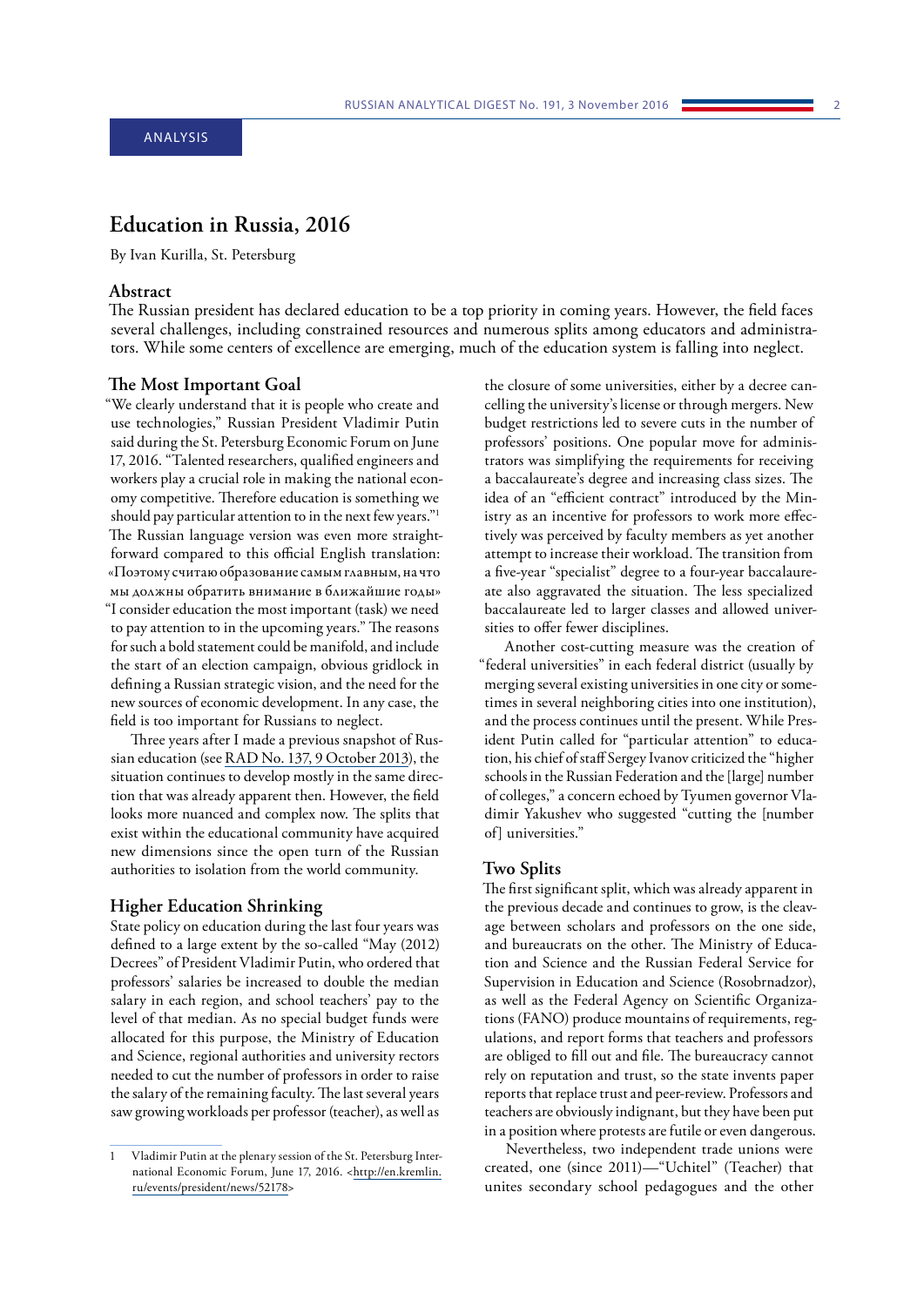ANALYSIS

# Education in Russia, 2016

By Ivan Kurilla, St. Petersburg

## Abstract

The Russian president has declared education to be a top priority in coming years. However, the field faces several challenges, including constrained resources and numerous splits among educators and administrators. While some centers of excellence are emerging, much of the education system is falling into neglect.

## The Most Important Goal

"We clearly understand that it is people who create and use technologies," Russian President Vladimir Putin said during the St. Petersburg Economic Forum on June 17, 2016. "Talented researchers, qualified engineers and workers play a crucial role in making the national economy competitive. Therefore education is something we should pay particular attention to in the next few years."[1] The Russian language version was even more straightforward compared to this official English translation: «Поэтому считаю образование самым главным, на что мы должны обратить внимание в ближайшие годы» "I consider education the most important (task) we need to pay attention to in the upcoming years." The reasons for such a bold statement could be manifold, and include the start of an election campaign, obvious gridlock in defining a Russian strategic vision, and the need for the new sources of economic development. In any case, the field is too important for Russians to neglect.

Three years after I made a previous snapshot of Russian education (see RAD No. 137, 9 October 2013), the situation continues to develop mostly in the same direction that was already apparent then. However, the field looks more nuanced and complex now. The splits that exist within the educational community have acquired new dimensions since the open turn of the Russian authorities to isolation from the world community.

## Higher Education Shrinking

State policy on education during the last four years was defined to a large extent by the so-called "May (2012) Decrees" of President Vladimir Putin, who ordered that professors' salaries be increased to double the median salary in each region, and school teachers' pay to the level of that median. As no special budget funds were allocated for this purpose, the Ministry of Education and Science, regional authorities and university rectors needed to cut the number of professors in order to raise the salary of the remaining faculty. The last several years saw growing workloads per professor (teacher), as well as the closure of some universities, either by a decree cancelling the university's license or through mergers. New budget restrictions led to severe cuts in the number of professors' positions. One popular move for administrators was simplifying the requirements for receiving a baccalaureate's degree and increasing class sizes. The idea of an "efficient contract" introduced by the Ministry as an incentive for professors to work more effectively was perceived by faculty members as yet another attempt to increase their workload. The transition from a five-year "specialist" degree to a four-year baccalaureate also aggravated the situation. The less specialized baccalaureate led to larger classes and allowed universities to offer fewer disciplines.

Another cost-cutting measure was the creation of "federal universities" in each federal district (usually by merging several existing universities in one city or sometimes in several neighboring cities into one institution), and the process continues until the present. While President Putin called for "particular attention" to education, his chief of staff Sergey Ivanov criticized the "higher schools in the Russian Federation and the [large] number of colleges," a concern echoed by Tyumen governor Vladimir Yakushev who suggested "cutting the [number of] universities."

## Two Splits

The first significant split, which was already apparent in the previous decade and continues to grow, is the cleavage between scholars and professors on the one side, and bureaucrats on the other. The Ministry of Education and Science and the Russian Federal Service for Supervision in Education and Science (Rosobrnadzor), as well as the Federal Agency on Scientific Organizations (FANO) produce mountains of requirements, regulations, and report forms that teachers and professors are obliged to fill out and file. The bureaucracy cannot rely on reputation and trust, so the state invents paper reports that replace trust and peer-review. Professors and teachers are obviously indignant, but they have been put in a position where protests are futile or even dangerous.

Nevertheless, two independent trade unions were created, one (since 2011)—"Uchitel" (Teacher) that unites secondary school pedagogues and the other

---

1 Vladimir Putin at the plenary session of the St. Petersburg International Economic Forum, June 17, 2016. <http://en.kremlin.ru/events/president/news/52178>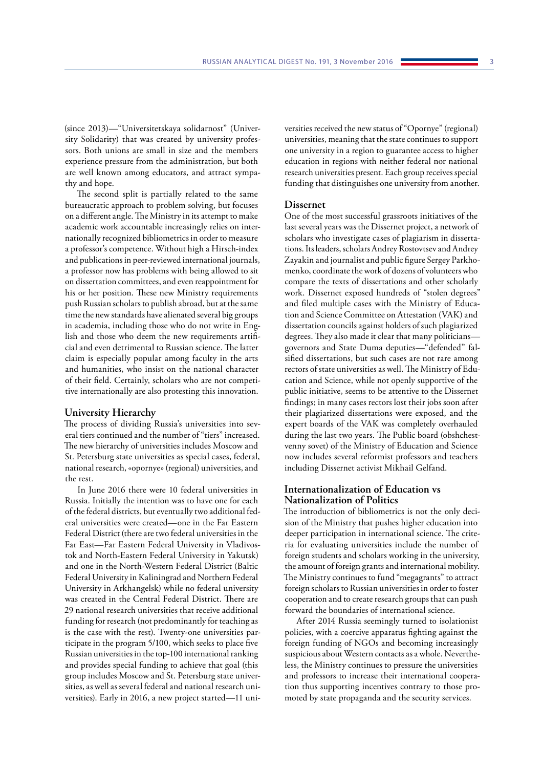(since 2013)—"Universitetskaya solidarnost" (University Solidarity) that was created by university professors. Both unions are small in size and the members experience pressure from the administration, but both are well known among educators, and attract sympathy and hope.

The second split is partially related to the same bureaucratic approach to problem solving, but focuses on a different angle. The Ministry in its attempt to make academic work accountable increasingly relies on internationally recognized bibliometrics in order to measure a professor's competence. Without high a Hirsch-index and publications in peer-reviewed international journals, a professor now has problems with being allowed to sit on dissertation committees, and even reappointment for his or her position. These new Ministry requirements push Russian scholars to publish abroad, but at the same time the new standards have alienated several big groups in academia, including those who do not write in English and those who deem the new requirements artificial and even detrimental to Russian science. The latter claim is especially popular among faculty in the arts and humanities, who insist on the national character of their field. Certainly, scholars who are not competitive internationally are also protesting this innovation.

## University Hierarchy

The process of dividing Russia's universities into several tiers continued and the number of "tiers" increased. The new hierarchy of universities includes Moscow and St. Petersburg state universities as special cases, federal, national research, «opornye» (regional) universities, and the rest.

In June 2016 there were 10 federal universities in Russia. Initially the intention was to have one for each of the federal districts, but eventually two additional federal universities were created—one in the Far Eastern Federal District (there are two federal universities in the Far East—Far Eastern Federal University in Vladivostok and North-Eastern Federal University in Yakutsk) and one in the North-Western Federal District (Baltic Federal University in Kaliningrad and Northern Federal University in Arkhangelsk) while no federal university was created in the Central Federal District. There are 29 national research universities that receive additional funding for research (not predominantly for teaching as is the case with the rest). Twenty-one universities participate in the program 5/100, which seeks to place five Russian universities in the top-100 international ranking and provides special funding to achieve that goal (this group includes Moscow and St. Petersburg state universities, as well as several federal and national research universities). Early in 2016, a new project started—11 universities received the new status of "Opornye" (regional) universities, meaning that the state continues to support one university in a region to guarantee access to higher education in regions with neither federal nor national research universities present. Each group receives special funding that distinguishes one university from another.

## Dissernet

One of the most successful grassroots initiatives of the last several years was the Dissernet project, a network of scholars who investigate cases of plagiarism in dissertations. Its leaders, scholars Andrey Rostovtsev and Andrey Zayakin and journalist and public figure Sergey Parkhomenko, coordinate the work of dozens of volunteers who compare the texts of dissertations and other scholarly work. Dissernet exposed hundreds of "stolen degrees" and filed multiple cases with the Ministry of Education and Science Committee on Attestation (VAK) and dissertation councils against holders of such plagiarized degrees. They also made it clear that many politicians—governors and State Duma deputies—"defended" falsified dissertations, but such cases are not rare among rectors of state universities as well. The Ministry of Education and Science, while not openly supportive of the public initiative, seems to be attentive to the Dissernet findings; in many cases rectors lost their jobs soon after their plagiarized dissertations were exposed, and the expert boards of the VAK was completely overhauled during the last two years. The Public board (obshchestvenny sovet) of the Ministry of Education and Science now includes several reformist professors and teachers including Dissernet activist Mikhail Gelfand.

## Internationalization of Education vs Nationalization of Politics

The introduction of bibliometrics is not the only decision of the Ministry that pushes higher education into deeper participation in international science. The criteria for evaluating universities include the number of foreign students and scholars working in the university, the amount of foreign grants and international mobility. The Ministry continues to fund "megagrants" to attract foreign scholars to Russian universities in order to foster cooperation and to create research groups that can push forward the boundaries of international science.

After 2014 Russia seemingly turned to isolationist policies, with a coercive apparatus fighting against the foreign funding of NGOs and becoming increasingly suspicious about Western contacts as a whole. Nevertheless, the Ministry continues to pressure the universities and professors to increase their international cooperation thus supporting incentives contrary to those promoted by state propaganda and the security services.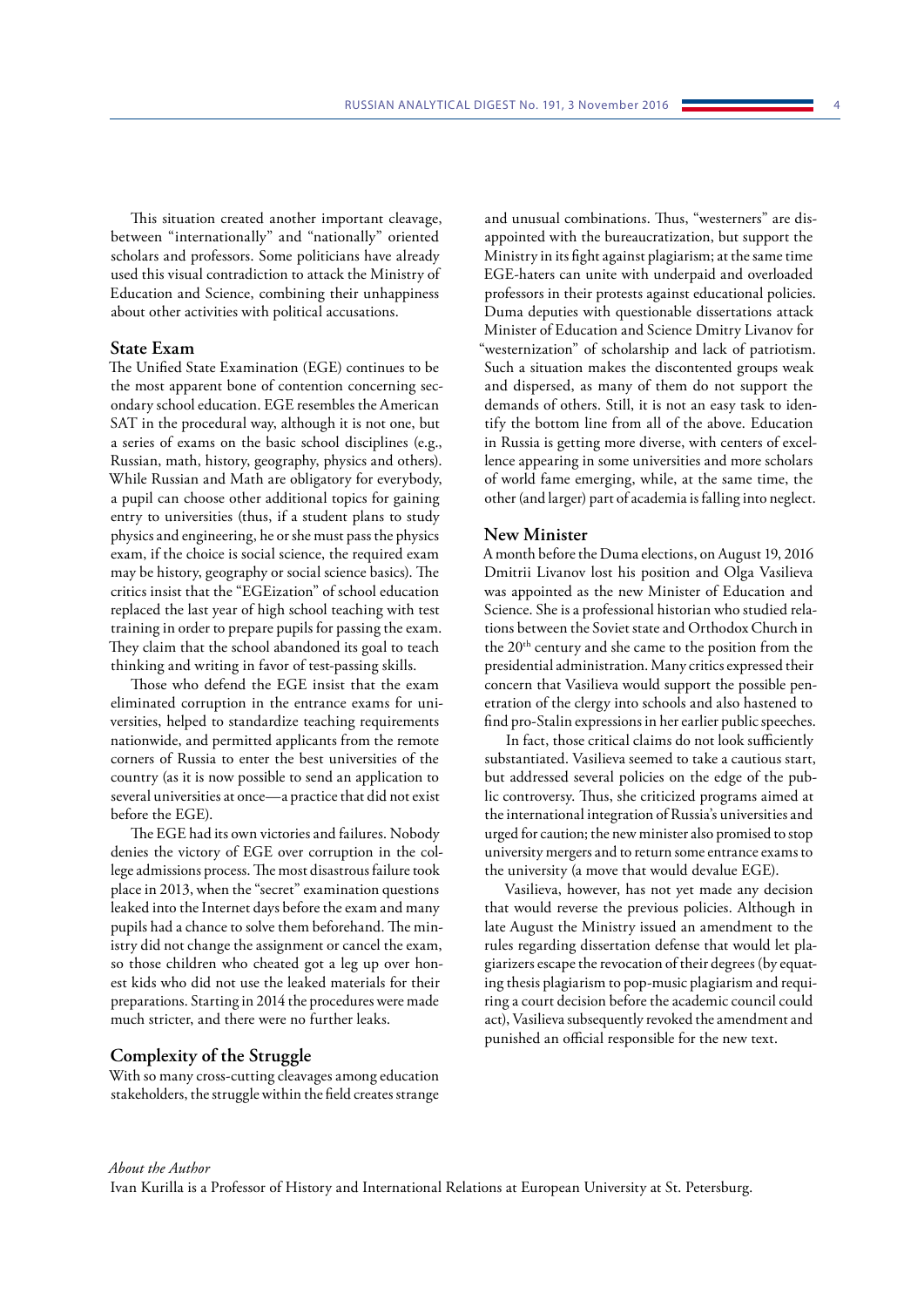This situation created another important cleavage, between "internationally" and "nationally" oriented scholars and professors. Some politicians have already used this visual contradiction to attack the Ministry of Education and Science, combining their unhappiness about other activities with political accusations.

### State Exam

The Unified State Examination (EGE) continues to be the most apparent bone of contention concerning secondary school education. EGE resembles the American SAT in the procedural way, although it is not one, but a series of exams on the basic school disciplines (e.g., Russian, math, history, geography, physics and others). While Russian and Math are obligatory for everybody, a pupil can choose other additional topics for gaining entry to universities (thus, if a student plans to study physics and engineering, he or she must pass the physics exam, if the choice is social science, the required exam may be history, geography or social science basics). The critics insist that the "EGEization" of school education replaced the last year of high school teaching with test training in order to prepare pupils for passing the exam. They claim that the school abandoned its goal to teach thinking and writing in favor of test-passing skills.

Those who defend the EGE insist that the exam eliminated corruption in the entrance exams for universities, helped to standardize teaching requirements nationwide, and permitted applicants from the remote corners of Russia to enter the best universities of the country (as it is now possible to send an application to several universities at once—a practice that did not exist before the EGE).

The EGE had its own victories and failures. Nobody denies the victory of EGE over corruption in the college admissions process. The most disastrous failure took place in 2013, when the "secret" examination questions leaked into the Internet days before the exam and many pupils had a chance to solve them beforehand. The ministry did not change the assignment or cancel the exam, so those children who cheated got a leg up over honest kids who did not use the leaked materials for their preparations. Starting in 2014 the procedures were made much stricter, and there were no further leaks.

### Complexity of the Struggle

With so many cross-cutting cleavages among education stakeholders, the struggle within the field creates strange and unusual combinations. Thus, "westerners" are disappointed with the bureaucratization, but support the Ministry in its fight against plagiarism; at the same time EGE-haters can unite with underpaid and overloaded professors in their protests against educational policies. Duma deputies with questionable dissertations attack Minister of Education and Science Dmitry Livanov for "westernization" of scholarship and lack of patriotism. Such a situation makes the discontented groups weak and dispersed, as many of them do not support the demands of others. Still, it is not an easy task to identify the bottom line from all of the above. Education in Russia is getting more diverse, with centers of excellence appearing in some universities and more scholars of world fame emerging, while, at the same time, the other (and larger) part of academia is falling into neglect.

### New Minister

A month before the Duma elections, on August 19, 2016 Dmitrii Livanov lost his position and Olga Vasilieva was appointed as the new Minister of Education and Science. She is a professional historian who studied relations between the Soviet state and Orthodox Church in the 20th century and she came to the position from the presidential administration. Many critics expressed their concern that Vasilieva would support the possible penetration of the clergy into schools and also hastened to find pro-Stalin expressions in her earlier public speeches.

In fact, those critical claims do not look sufficiently substantiated. Vasilieva seemed to take a cautious start, but addressed several policies on the edge of the public controversy. Thus, she criticized programs aimed at the international integration of Russia's universities and urged for caution; the new minister also promised to stop university mergers and to return some entrance exams to the university (a move that would devalue EGE).

Vasilieva, however, has not yet made any decision that would reverse the previous policies. Although in late August the Ministry issued an amendment to the rules regarding dissertation defense that would let plagiarizers escape the revocation of their degrees (by equating thesis plagiarism to pop-music plagiarism and requiring a court decision before the academic council could act), Vasilieva subsequently revoked the amendment and punished an official responsible for the new text.

*About the Author*

Ivan Kurilla is a Professor of History and International Relations at European University at St. Petersburg.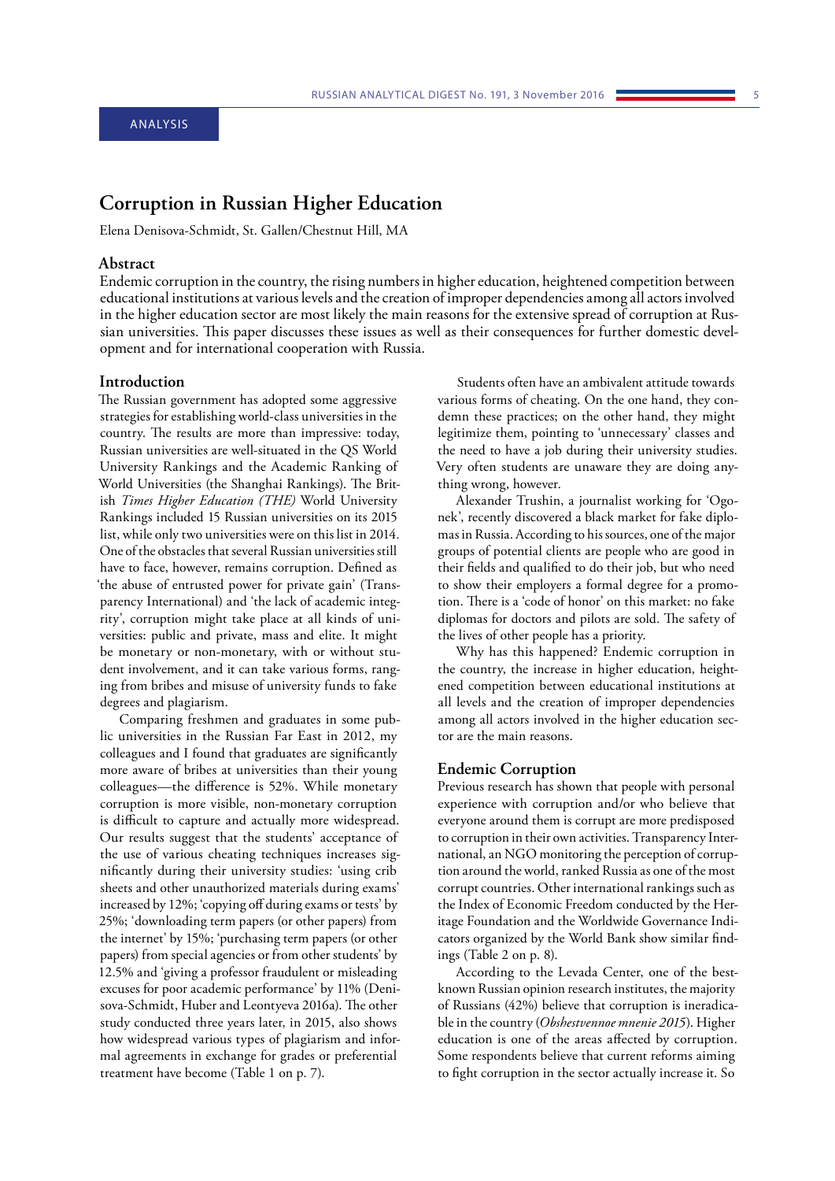ANALYSIS

# Corruption in Russian Higher Education

Elena Denisova-Schmidt, St. Gallen/Chestnut Hill, MA

## Abstract

Endemic corruption in the country, the rising numbers in higher education, heightened competition between educational institutions at various levels and the creation of improper dependencies among all actors involved in the higher education sector are most likely the main reasons for the extensive spread of corruption at Russian universities. This paper discusses these issues as well as their consequences for further domestic development and for international cooperation with Russia.

## Introduction

The Russian government has adopted some aggressive strategies for establishing world-class universities in the country. The results are more than impressive: today, Russian universities are well-situated in the QS World University Rankings and the Academic Ranking of World Universities (the Shanghai Rankings). The British *Times Higher Education (THE)* World University Rankings included 15 Russian universities on its 2015 list, while only two universities were on this list in 2014. One of the obstacles that several Russian universities still have to face, however, remains corruption. Defined as 'the abuse of entrusted power for private gain' (Transparency International) and 'the lack of academic integrity', corruption might take place at all kinds of universities: public and private, mass and elite. It might be monetary or non-monetary, with or without student involvement, and it can take various forms, ranging from bribes and misuse of university funds to fake degrees and plagiarism.

Comparing freshmen and graduates in some public universities in the Russian Far East in 2012, my colleagues and I found that graduates are significantly more aware of bribes at universities than their young colleagues—the difference is 52%. While monetary corruption is more visible, non-monetary corruption is difficult to capture and actually more widespread. Our results suggest that the students' acceptance of the use of various cheating techniques increases significantly during their university studies: 'using crib sheets and other unauthorized materials during exams' increased by 12%; 'copying off during exams or tests' by 25%; 'downloading term papers (or other papers) from the internet' by 15%; 'purchasing term papers (or other papers) from special agencies or from other students' by 12.5% and 'giving a professor fraudulent or misleading excuses for poor academic performance' by 11% (Denisova-Schmidt, Huber and Leontyeva 2016a). The other study conducted three years later, in 2015, also shows how widespread various types of plagiarism and informal agreements in exchange for grades or preferential treatment have become (Table 1 on p. 7).

Students often have an ambivalent attitude towards various forms of cheating. On the one hand, they condemn these practices; on the other hand, they might legitimize them, pointing to 'unnecessary' classes and the need to have a job during their university studies. Very often students are unaware they are doing anything wrong, however.

Alexander Trushin, a journalist working for 'Ogonek', recently discovered a black market for fake diplomas in Russia. According to his sources, one of the most popular groups of potential clients are people who are good in their fields and qualified to do their job, but who need to show their employers a formal degree for a promotion. There is a 'code of honor' on this market: no fake diplomas for doctors and pilots are sold. The safety of the lives of other people has a priority.

Why has this happened? Endemic corruption in the country, the increase in higher education, heightened competition between educational institutions at all levels and the creation of improper dependencies among all actors involved in the higher education sector are the main reasons.

## Endemic Corruption

Previous research has shown that people with personal experience with corruption and/or who believe that everyone around them is corrupt are more predisposed to corruption in their own activities. Transparency International, an NGO monitoring the perception of corruption around the world, ranked Russia as one of the most corrupt countries. Other international rankings such as the Index of Economic Freedom conducted by the Heritage Foundation and the Worldwide Governance Indicators organized by the World Bank show similar findings (Table 2 on p. 8).

According to the Levada Center, one of the best-known Russian opinion research institutes, the majority of Russians (42%) believe that corruption is ineradicable in the country (*Obshestvennoe mnenie 2015*). Higher education is one of the areas affected by corruption. Some respondents believe that current reforms aiming to fight corruption in the sector actually increase it. So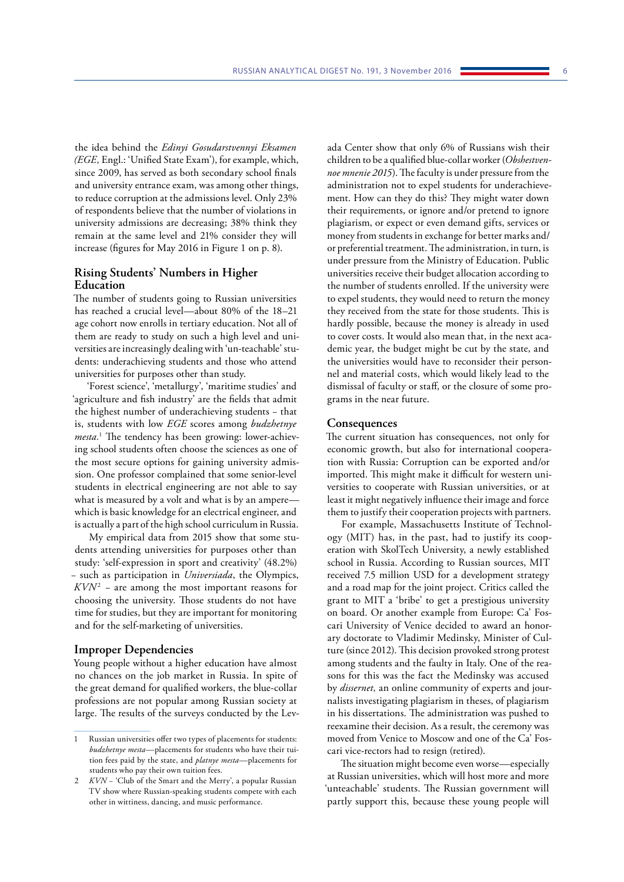the idea behind the *Edinyi Gosudarstvennyi Eksamen (EGE,* Engl.: 'Unified State Exam'), for example, which, since 2009, has served as both secondary school finals and university entrance exam, was among other things, to reduce corruption at the admissions level. Only 23% of respondents believe that the number of violations in university admissions are decreasing; 38% think they remain at the same level and 21% consider they will increase (figures for May 2016 in Figure 1 on p. 8).

## Rising Students' Numbers in Higher Education

The number of students going to Russian universities has reached a crucial level—about 80% of the 18–21 age cohort now enrolls in tertiary education. Not all of them are ready to study on such a high level and universities are increasingly dealing with 'un-teachable' students: underachieving students and those who attend universities for purposes other than study.

'Forest science', 'metallurgy', 'maritime studies' and 'agriculture and fish industry' are the fields that admit the highest number of underachieving students – that is, students with low *EGE* scores among *budzhetnye mesta*.[1] The tendency has been growing: lower-achieving school students often choose the sciences as one of the most secure options for gaining university admission. One professor complained that some senior-level students in electrical engineering are not able to say what is measured by a volt and what is by an ampere—which is basic knowledge for an electrical engineer, and is actually a part of the high school curriculum in Russia.

My empirical data from 2015 show that some students attending universities for purposes other than study: 'self-expression in sport and creativity' (48.2%) – such as participation in *Universiada*, the Olympics, *KVN*[2] – are among the most important reasons for choosing the university. Those students do not have time for studies, but they are important for monitoring and for the self-marketing of universities.

## Improper Dependencies

Young people without a higher education have almost no chances on the job market in Russia. In spite of the great demand for qualified workers, the blue-collar professions are not popular among Russian society at large. The results of the surveys conducted by the Levada Center show that only 6% of Russians wish their children to be a qualified blue-collar worker (*Obshestvennoe mnenie 2015*). The faculty is under pressure from the administration not to expel students for underachievement. How can they do this? They might water down their requirements, or ignore and/or pretend to ignore plagiarism, or expect or even demand gifts, services or money from students in exchange for better marks and/or preferential treatment. The administration, in turn, is under pressure from the Ministry of Education. Public universities receive their budget allocation according to the number of students enrolled. If the university were to expel students, they would need to return the money they received from the state for those students. This is hardly possible, because the money is already in used to cover costs. It would also mean that, in the next academic year, the budget might be cut by the state, and the universities would have to reconsider their personnel and material costs, which would likely lead to the dismissal of faculty or staff, or the closure of some programs in the near future.

## Consequences

The current situation has consequences, not only for economic growth, but also for international cooperation with Russia: Corruption can be exported and/or imported. This might make it difficult for western universities to cooperate with Russian universities, or at least it might negatively influence their image and force them to justify their cooperation projects with partners.

For example, Massachusetts Institute of Technology (MIT) has, in the past, had to justify its cooperation with SkolTech University, a newly established school in Russia. According to Russian sources, MIT received 7.5 million USD for a development strategy and a road map for the joint project. Critics called the grant to MIT a 'bribe' to get a prestigious university on board. Or another example from Europe: Ca' Foscari University of Venice decided to award an honorary doctorate to Vladimir Medinsky, Minister of Culture (since 2012). This decision provoked strong protest among students and the faulty in Italy. One of the reasons for this was the fact the Medinsky was accused by *dissernet,* an online community of experts and journalists investigating plagiarism in theses, of plagiarism in his dissertations. The administration was pushed to reexamine their decision. As a result, the ceremony was moved from Venice to Moscow and one of the Ca' Foscari vice-rectors had to resign (retired).

The situation might become even worse—especially at Russian universities, which will host more and more 'unteachable' students. The Russian government will partly support this, because these young people will

---

1 Russian universities offer two types of placements for students: *budzhetnye mesta*—placements for students who have their tuition fees paid by the state, and *platnye mesta*—placements for students who pay their own tuition fees.

2 *KVN* – 'Club of the Smart and the Merry', a popular Russian TV show where Russian-speaking students compete with each other in wittiness, dancing, and music performance.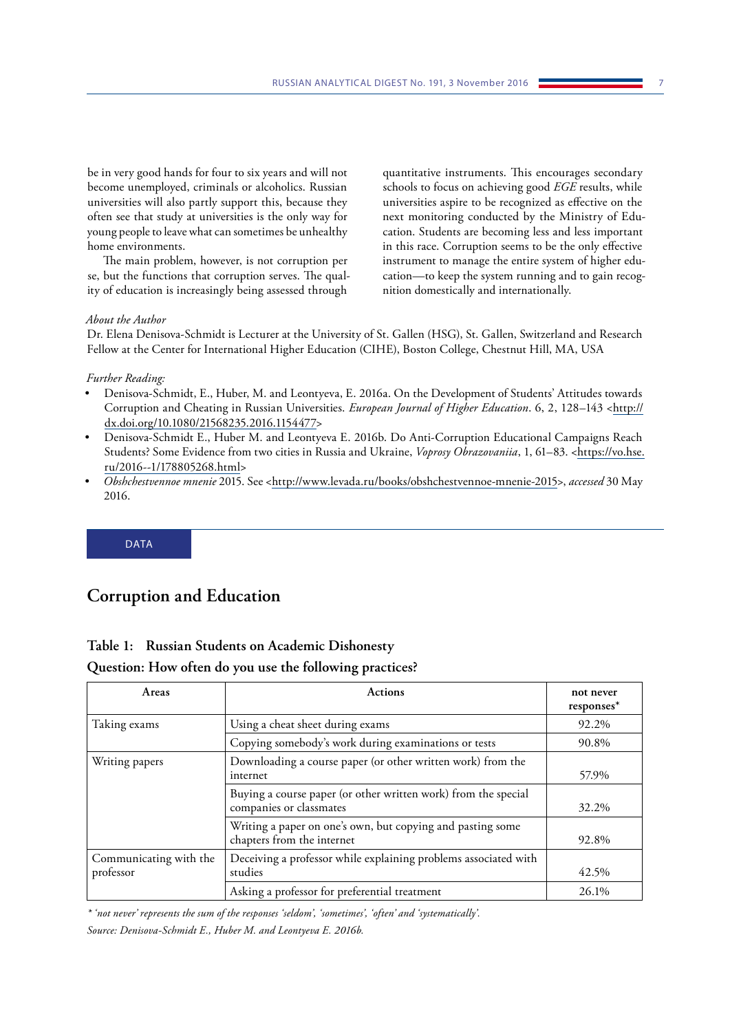be in very good hands for four to six years and will not become unemployed, criminals or alcoholics. Russian universities will also partly support this, because they often see that study at universities is the only way for young people to leave what can sometimes be unhealthy home environments.

The main problem, however, is not corruption per se, but the functions that corruption serves. The quality of education is increasingly being assessed through quantitative instruments. This encourages secondary schools to focus on achieving good *EGE* results, while universities aspire to be recognized as effective on the next monitoring conducted by the Ministry of Education. Students are becoming less and less important in this race. Corruption seems to be the only effective instrument to manage the entire system of higher education—to keep the system running and to gain recognition domestically and internationally.

*About the Author*

Dr. Elena Denisova-Schmidt is Lecturer at the University of St. Gallen (HSG), St. Gallen, Switzerland and Research Fellow at the Center for International Higher Education (CIHE), Boston College, Chestnut Hill, MA, USA

*Further Reading:*

- Denisova-Schmidt, E., Huber, M. and Leontyeva, E. 2016a. On the Development of Students' Attitudes towards Corruption and Cheating in Russian Universities. *European Journal of Higher Education*. 6, 2, 128–143 <http://dx.doi.org/10.1080/21568235.2016.1154477>
- Denisova-Schmidt E., Huber M. and Leontyeva E. 2016b. Do Anti-Corruption Educational Campaigns Reach Students? Some Evidence from two cities in Russia and Ukraine, *Voprosy Obrazovaniia*, 1, 61–83. <https://vo.hse.ru/2016--1/178805268.html>
- *Obshchestvennoe mnenie* 2015. See <http://www.levada.ru/books/obshchestvennoe-mnenie-2015>, *accessed* 30 May 2016.

DATA

# Corruption and Education

**Table 1: Russian Students on Academic Dishonesty**

**Question: How often do you use the following practices?**

| Areas | Actions | not never responses* |
|---|---|---|
| Taking exams | Using a cheat sheet during exams | 92.2% |
| | Copying somebody's work during examinations or tests | 90.8% |
| Writing papers | Downloading a course paper (or other written work) from the internet | 57.9% |
| | Buying a course paper (or other written work) from the special companies or classmates | 32.2% |
| | Writing a paper on one's own, but copying and pasting some chapters from the internet | 92.8% |
| Communicating with the professor | Deceiving a professor while explaining problems associated with studies | 42.5% |
| | Asking a professor for preferential treatment | 26.1% |

*\* 'not never' represents the sum of the responses 'seldom', 'sometimes', 'often' and 'systematically'.*

*Source: Denisova-Schmidt E., Huber M. and Leontyeva E. 2016b.*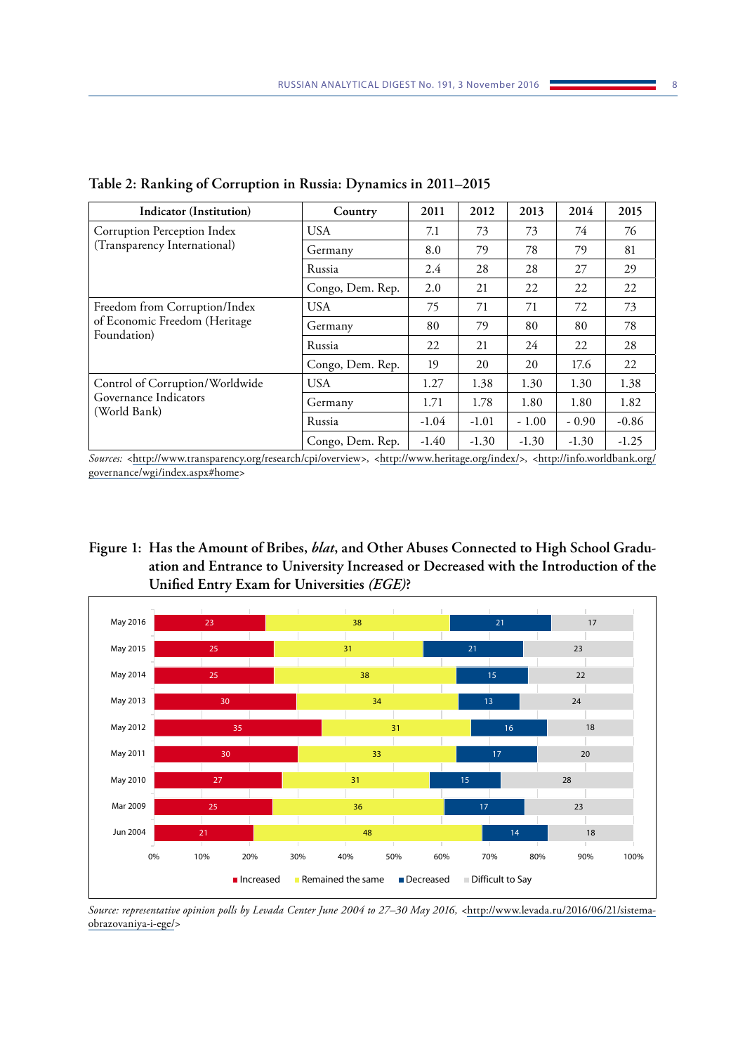**Table 2: Ranking of Corruption in Russia: Dynamics in 2011–2015**

| Indicator (Institution) | Country | 2011 | 2012 | 2013 | 2014 | 2015 |
|---|---|---|---|---|---|---|
| Corruption Perception Index (Transparency International) | USA | 7.1 | 73 | 73 | 74 | 76 |
| | Germany | 8.0 | 79 | 78 | 79 | 81 |
| | Russia | 2.4 | 28 | 28 | 27 | 29 |
| | Congo, Dem. Rep. | 2.0 | 21 | 22 | 22 | 22 |
| Freedom from Corruption/Index of Economic Freedom (Heritage Foundation) | USA | 75 | 71 | 71 | 72 | 73 |
| | Germany | 80 | 79 | 80 | 80 | 78 |
| | Russia | 22 | 21 | 24 | 22 | 28 |
| | Congo, Dem. Rep. | 19 | 20 | 20 | 17.6 | 22 |
| Control of Corruption/Worldwide Governance Indicators (World Bank) | USA | 1.27 | 1.38 | 1.30 | 1.30 | 1.38 |
| | Germany | 1.71 | 1.78 | 1.80 | 1.80 | 1.82 |
| | Russia | -1.04 | -1.01 | - 1.00 | - 0.90 | -0.86 |
| | Congo, Dem. Rep. | -1.40 | -1.30 | -1.30 | -1.30 | -1.25 |

*Sources:* <http://www.transparency.org/research/cpi/overview>, <http://www.heritage.org/index/>, <http://info.worldbank.org/governance/wgi/index.aspx#home>

**Figure 1: Has the Amount of Bribes, *blat*, and Other Abuses Connected to High School Graduation and Entrance to University Increased or Decreased with the Introduction of the Unified Entry Exam for Universities *(EGE)*?**

| | Increased | Remained the same | Decreased | Difficult to Say |
|---|---|---|---|---|
| May 2016 | 23 | 38 | 21 | 17 |
| May 2015 | 25 | 31 | 21 | 23 |
| May 2014 | 25 | 38 | 15 | 22 |
| May 2013 | 30 | 34 | 13 | 24 |
| May 2012 | 35 | 31 | 16 | 18 |
| May 2011 | 30 | 33 | 17 | 20 |
| May 2010 | 27 | 31 | 15 | 28 |
| Mar 2009 | 25 | 36 | 17 | 23 |
| Jun 2004 | 21 | 48 | 14 | 18 |

*Source: representative opinion polls by Levada Center June 2004 to 27–30 May 2016,* <http://www.levada.ru/2016/06/21/sistema-obrazovaniya-i-ege/>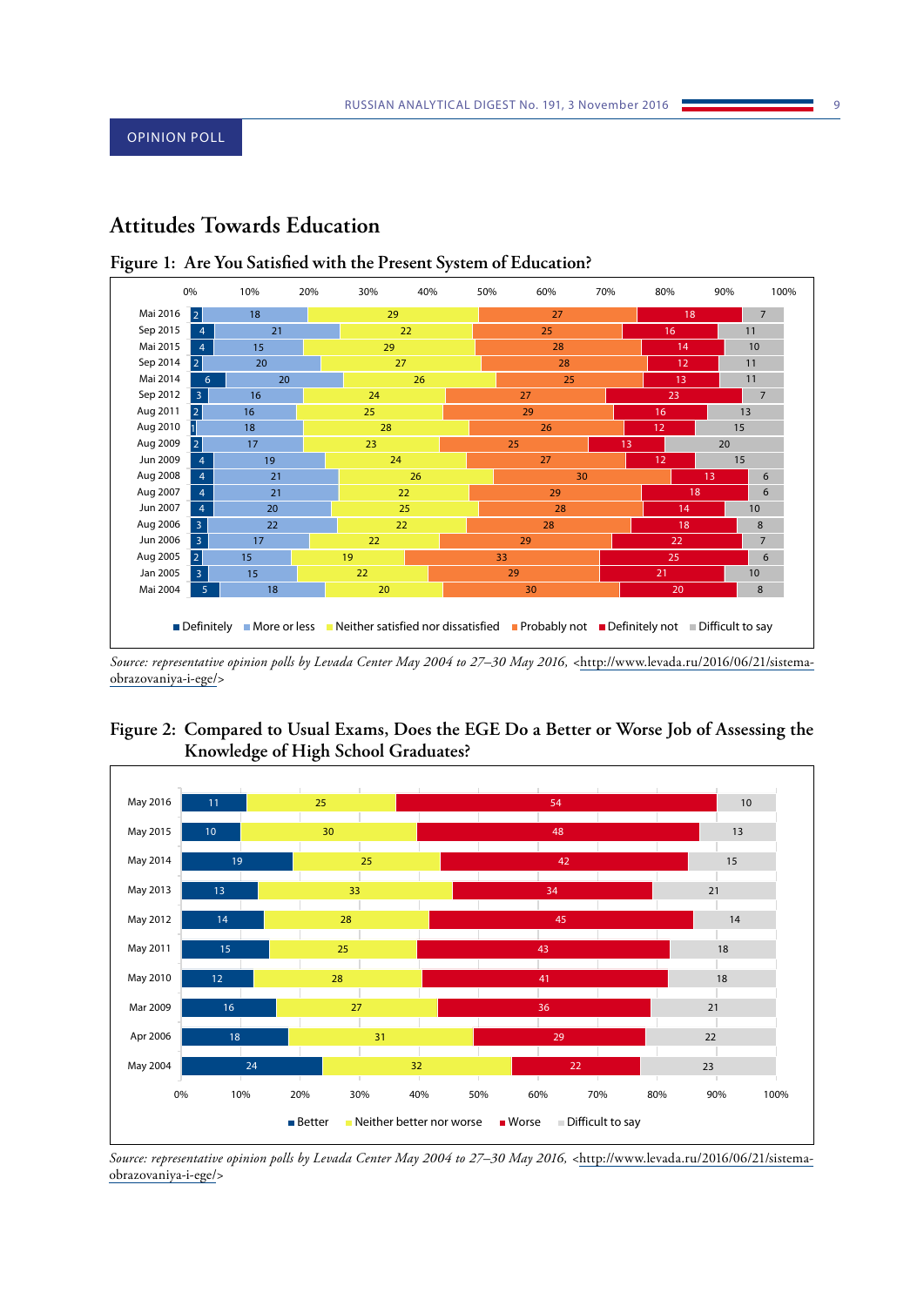OPINION POLL

# Attitudes Towards Education

## Figure 1: Are You Satisfied with the Present System of Education?

| | Definitely | More or less | Neither satisfied nor dissatisfied | Probably not | Definitely not | Difficult to say |
|---|---|---|---|---|---|---|
| Mai 2016 | 2 | 18 | 29 | 27 | 18 | 7 |
| Sep 2015 | 4 | 21 | 22 | 25 | 16 | 11 |
| Mai 2015 | 4 | 15 | 29 | 28 | 14 | 10 |
| Sep 2014 | 2 | 20 | 27 | 28 | 12 | 11 |
| Mai 2014 | 6 | 20 | 26 | 25 | 13 | 11 |
| Sep 2012 | 3 | 16 | 24 | 27 | 23 | 7 |
| Aug 2011 | 2 | 16 | 25 | 29 | 16 | 13 |
| Aug 2010 | 1 | 18 | 28 | 26 | 12 | 15 |
| Aug 2009 | 2 | 17 | 23 | 25 | 13 | 20 |
| Jun 2009 | 4 | 19 | 24 | 27 | 12 | 15 |
| Aug 2008 | 4 | 21 | 26 | 30 | 13 | 6 |
| Aug 2007 | 4 | 21 | 22 | 29 | 18 | 6 |
| Jun 2007 | 4 | 20 | 25 | 28 | 14 | 10 |
| Aug 2006 | 3 | 22 | 22 | 28 | 18 | 8 |
| Jun 2006 | 3 | 17 | 22 | 29 | 22 | 7 |
| Aug 2005 | 2 | 15 | 19 | 33 | 25 | 6 |
| Jan 2005 | 3 | 15 | 22 | 29 | 21 | 10 |
| Mai 2004 | 5 | 18 | 20 | 30 | 20 | 8 |

*Source: representative opinion polls by Levada Center May 2004 to 27–30 May 2016,* <http://www.levada.ru/2016/06/21/sistema-obrazovaniya-i-ege/>

## Figure 2: Compared to Usual Exams, Does the EGE Do a Better or Worse Job of Assessing the Knowledge of High School Graduates?

| | Better | Neither better nor worse | Worse | Difficult to say |
|---|---|---|---|---|
| May 2016 | 11 | 25 | 54 | 10 |
| May 2015 | 10 | 30 | 48 | 13 |
| May 2014 | 19 | 25 | 42 | 15 |
| May 2013 | 13 | 33 | 34 | 21 |
| May 2012 | 14 | 28 | 45 | 14 |
| May 2011 | 15 | 25 | 43 | 18 |
| May 2010 | 12 | 28 | 41 | 18 |
| Mar 2009 | 16 | 27 | 36 | 21 |
| Apr 2006 | 18 | 31 | 29 | 22 |
| May 2004 | 24 | 32 | 22 | 23 |

*Source: representative opinion polls by Levada Center May 2004 to 27–30 May 2016,* <http://www.levada.ru/2016/06/21/sistema-obrazovaniya-i-ege/>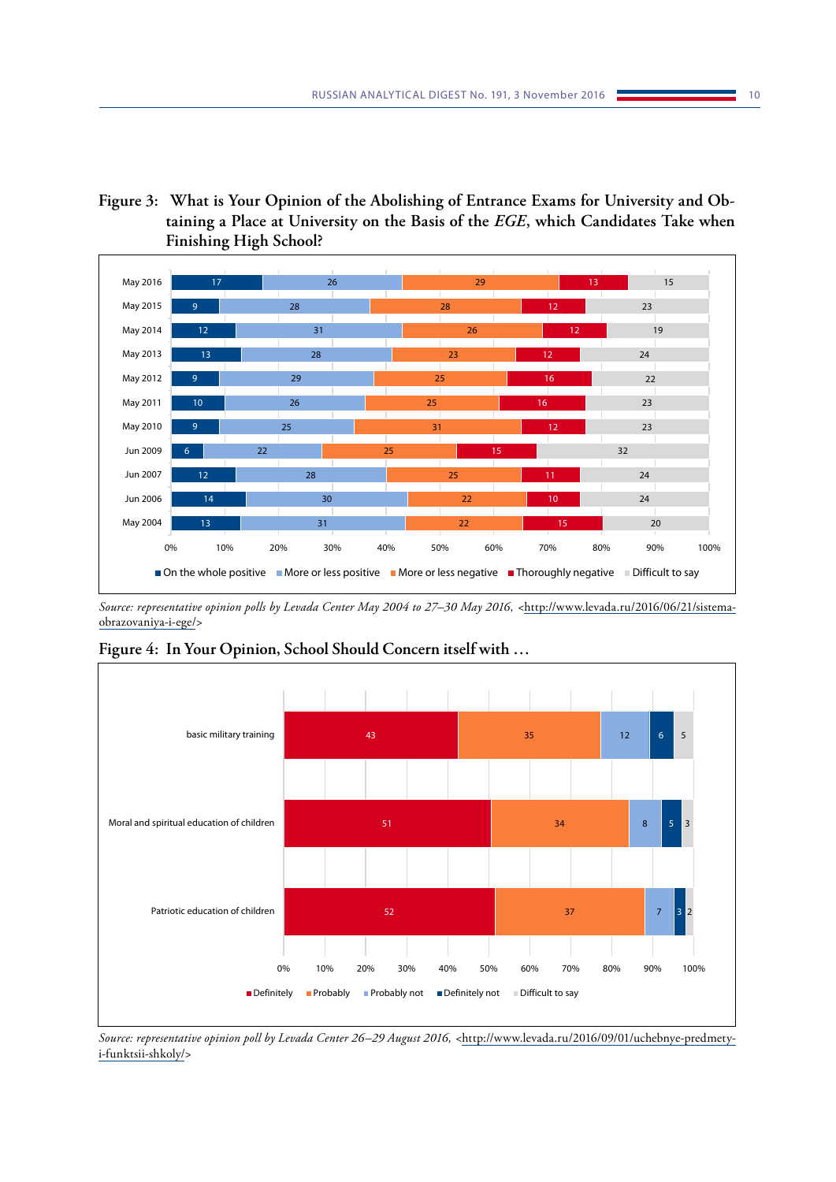**Figure 3: What is Your Opinion of the Abolishing of Entrance Exams for University and Obtaining a Place at University on the Basis of the *EGE*, which Candidates Take when Finishing High School?**

| | On the whole positive | More or less positive | More or less negative | Thoroughly negative | Difficult to say |
|---|---|---|---|---|---|
| May 2016 | 17 | 26 | 29 | 13 | 15 |
| May 2015 | 9 | 28 | 28 | 12 | 23 |
| May 2014 | 12 | 31 | 26 | 12 | 19 |
| May 2013 | 13 | 28 | 23 | 12 | 24 |
| May 2012 | 9 | 29 | 25 | 16 | 22 |
| May 2011 | 10 | 26 | 25 | 16 | 23 |
| May 2010 | 9 | 25 | 31 | 12 | 23 |
| Jun 2009 | 6 | 22 | 25 | 15 | 32 |
| Jun 2007 | 12 | 28 | 25 | 11 | 24 |
| Jun 2006 | 14 | 30 | 22 | 10 | 24 |
| May 2004 | 13 | 31 | 22 | 15 | 20 |

*Source: representative opinion polls by Levada Center May 2004 to 27–30 May 2016,* <http://www.levada.ru/2016/06/21/sistema-obrazovaniya-i-ege/>

**Figure 4: In Your Opinion, School Should Concern itself with …**

| | Definitely | Probably | Probably not | Definitely not | Difficult to say |
|---|---|---|---|---|---|
| basic military training | 43 | 35 | 12 | 6 | 5 |
| Moral and spiritual education of children | 51 | 34 | 8 | 5 | 3 |
| Patriotic education of children | 52 | 37 | 7 | 3 | 2 |

*Source: representative opinion poll by Levada Center 26–29 August 2016,* <http://www.levada.ru/2016/09/01/uchebnye-predmety-i-funktsii-shkoly/>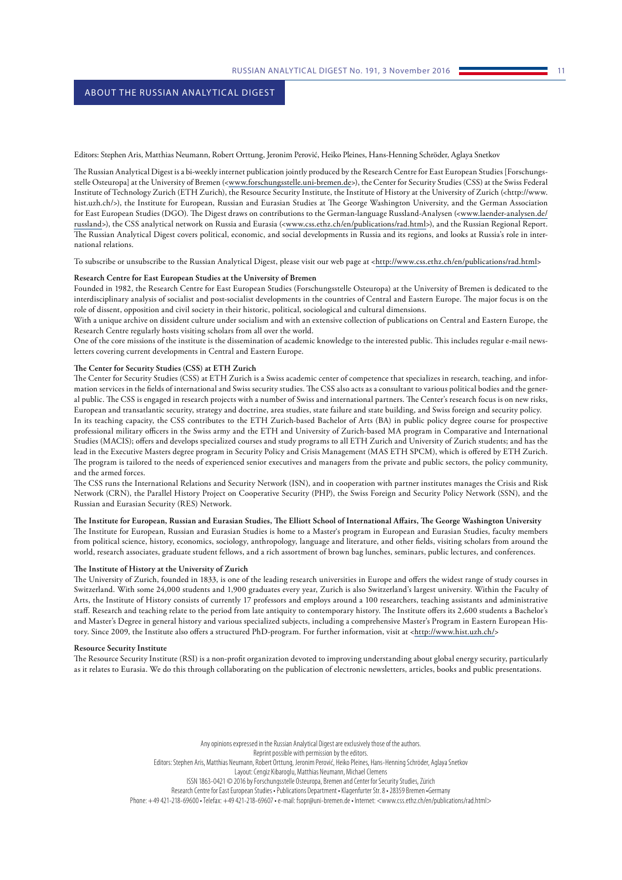## ABOUT THE RUSSIAN ANALYTICAL DIGEST

Editors: Stephen Aris, Matthias Neumann, Robert Orttung, Jeronim Perović, Heiko Pleines, Hans-Henning Schröder, Aglaya Snetkov

The Russian Analytical Digest is a bi-weekly internet publication jointly produced by the Research Centre for East European Studies [Forschungsstelle Osteuropa] at the University of Bremen (<www.forschungsstelle.uni-bremen.de>), the Center for Security Studies (CSS) at the Swiss Federal Institute of Technology Zurich (ETH Zurich), the Resource Security Institute, the Institute of History at the University of Zurich (<http://www.hist.uzh.ch/>), the Institute for European, Russian and Eurasian Studies at The George Washington University, and the German Association for East European Studies (DGO). The Digest draws on contributions to the German-language Russland-Analysen (<www.laender-analysen.de/russland>), the CSS analytical network on Russia and Eurasia (<www.css.ethz.ch/en/publications/rad.html>), and the Russian Regional Report. The Russian Analytical Digest covers political, economic, and social developments in Russia and its regions, and looks at Russia's role in international relations.

To subscribe or unsubscribe to the Russian Analytical Digest, please visit our web page at <http://www.css.ethz.ch/en/publications/rad.html>

**Research Centre for East European Studies at the University of Bremen**

Founded in 1982, the Research Centre for East European Studies (Forschungsstelle Osteuropa) at the University of Bremen is dedicated to the interdisciplinary analysis of socialist and post-socialist developments in the countries of Central and Eastern Europe. The major focus is on the role of dissent, opposition and civil society in their historic, political, sociological and cultural dimensions.

With a unique archive on dissident culture under socialism and with an extensive collection of publications on Central and Eastern Europe, the Research Centre regularly hosts visiting scholars from all over the world.

One of the core missions of the institute is the dissemination of academic knowledge to the interested public. This includes regular e-mail newsletters covering current developments in Central and Eastern Europe.

**The Center for Security Studies (CSS) at ETH Zurich**

The Center for Security Studies (CSS) at ETH Zurich is a Swiss academic center of competence that specializes in research, teaching, and information services in the fields of international and Swiss security studies. The CSS also acts as a consultant to various political bodies and the general public. The CSS is engaged in research projects with a number of Swiss and international partners. The Center's research focus is on new risks, European and transatlantic security, strategy and doctrine, area studies, state failure and state building, and Swiss foreign and security policy.

In its teaching capacity, the CSS contributes to the ETH Zurich-based Bachelor of Arts (BA) in public policy degree course for prospective professional military officers in the Swiss army and the ETH and University of Zurich-based MA program in Comparative and International Studies (MACIS); offers and develops specialized courses and study programs to all ETH Zurich and University of Zurich students; and has the lead in the Executive Masters degree program in Security Policy and Crisis Management (MAS ETH SPCM), which is offered by ETH Zurich. The program is tailored to the needs of experienced senior executives and managers from the private and public sectors, the policy community, and the armed forces.

The CSS runs the International Relations and Security Network (ISN), and in cooperation with partner institutes manages the Crisis and Risk Network (CRN), the Parallel History Project on Cooperative Security (PHP), the Swiss Foreign and Security Policy Network (SSN), and the Russian and Eurasian Security (RES) Network.

**The Institute for European, Russian and Eurasian Studies, The Elliott School of International Affairs, The George Washington University**

The Institute for European, Russian and Eurasian Studies is home to a Master's program in European and Eurasian Studies, faculty members from political science, history, economics, sociology, anthropology, language and literature, and other fields, visiting scholars from around the world, research associates, graduate student fellows, and a rich assortment of brown bag lunches, seminars, public lectures, and conferences.

**The Institute of History at the University of Zurich**

The University of Zurich, founded in 1833, is one of the leading research universities in Europe and offers the widest range of study courses in Switzerland. With some 24,000 students and 1,900 graduates every year, Zurich is also Switzerland's largest university. Within the Faculty of Arts, the Institute of History consists of currently 17 professors and employs around a 100 researchers, teaching assistants and administrative staff. Research and teaching relate to the period from late antiquity to contemporary history. The Institute offers its 2,600 students a Bachelor's and Master's Degree in general history and various specialized subjects, including a comprehensive Master's Program in Eastern European History. Since 2009, the Institute also offers a structured PhD-program. For further information, visit at <http://www.hist.uzh.ch/>

**Resource Security Institute**

The Resource Security Institute (RSI) is a non-profit organization devoted to improving understanding about global energy security, particularly as it relates to Eurasia. We do this through collaborating on the publication of electronic newsletters, articles, books and public presentations.

Any opinions expressed in the Russian Analytical Digest are exclusively those of the authors.
Reprint possible with permission by the editors.
Editors: Stephen Aris, Matthias Neumann, Robert Orttung, Jeronim Perović, Heiko Pleines, Hans-Henning Schröder, Aglaya Snetkov
Layout: Cengiz Kibaroglu, Matthias Neumann, Michael Clemens
ISSN 1863-0421 © 2016 by Forschungsstelle Osteuropa, Bremen and Center for Security Studies, Zürich
Research Centre for East European Studies • Publications Department • Klagenfurter Str. 8 • 28359 Bremen • Germany
Phone: +49 421-218-69600 • Telefax: +49 421-218-69607 • e-mail: fsopr@uni-bremen.de • Internet: <www.css.ethz.ch/en/publications/rad.html>